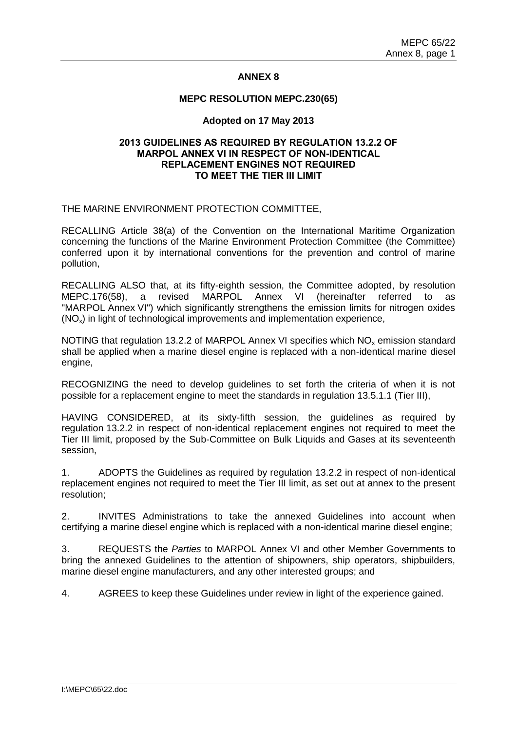# ANNEX 8

## MEPC RESOLUTION MEPC.230(65)

**Adopted on 17 May 2013**

## 2013 GUIDELINES AS REQUIRED BY REGULATION 13.2.2 OF MARPOL ANNEX VI IN RESPECT OF NON-IDENTICAL REPLACEMENT ENGINES NOT REQUIRED TO MEET THE TIER III LIMIT

THE MARINE ENVIRONMENT PROTECTION COMMITTEE,

RECALLING Article 38(a) of the Convention on the International Maritime Organization concerning the functions of the Marine Environment Protection Committee (the Committee) conferred upon it by international conventions for the prevention and control of marine pollution,

RECALLING ALSO that, at its fifty-eighth session, the Committee adopted, by resolution MEPC.176(58), a revised MARPOL Annex VI (hereinafter referred to as "MARPOL Annex VI") which significantly strengthens the emission limits for nitrogen oxides ($NO_x$) in light of technological improvements and implementation experience,

NOTING that regulation 13.2.2 of MARPOL Annex VI specifies which $NO_x$ emission standard shall be applied when a marine diesel engine is replaced with a non-identical marine diesel engine,

RECOGNIZING the need to develop guidelines to set forth the criteria of when it is not possible for a replacement engine to meet the standards in regulation 13.5.1.1 (Tier III),

HAVING CONSIDERED, at its sixty-fifth session, the guidelines as required by regulation 13.2.2 in respect of non-identical replacement engines not required to meet the Tier III limit, proposed by the Sub-Committee on Bulk Liquids and Gases at its seventeenth session,

1. ADOPTS the Guidelines as required by regulation 13.2.2 in respect of non-identical replacement engines not required to meet the Tier III limit, as set out at annex to the present resolution;

2. INVITES Administrations to take the annexed Guidelines into account when certifying a marine diesel engine which is replaced with a non-identical marine diesel engine;

3. REQUESTS the *Parties* to MARPOL Annex VI and other Member Governments to bring the annexed Guidelines to the attention of shipowners, ship operators, shipbuilders, marine diesel engine manufacturers, and any other interested groups; and

4. AGREES to keep these Guidelines under review in light of the experience gained.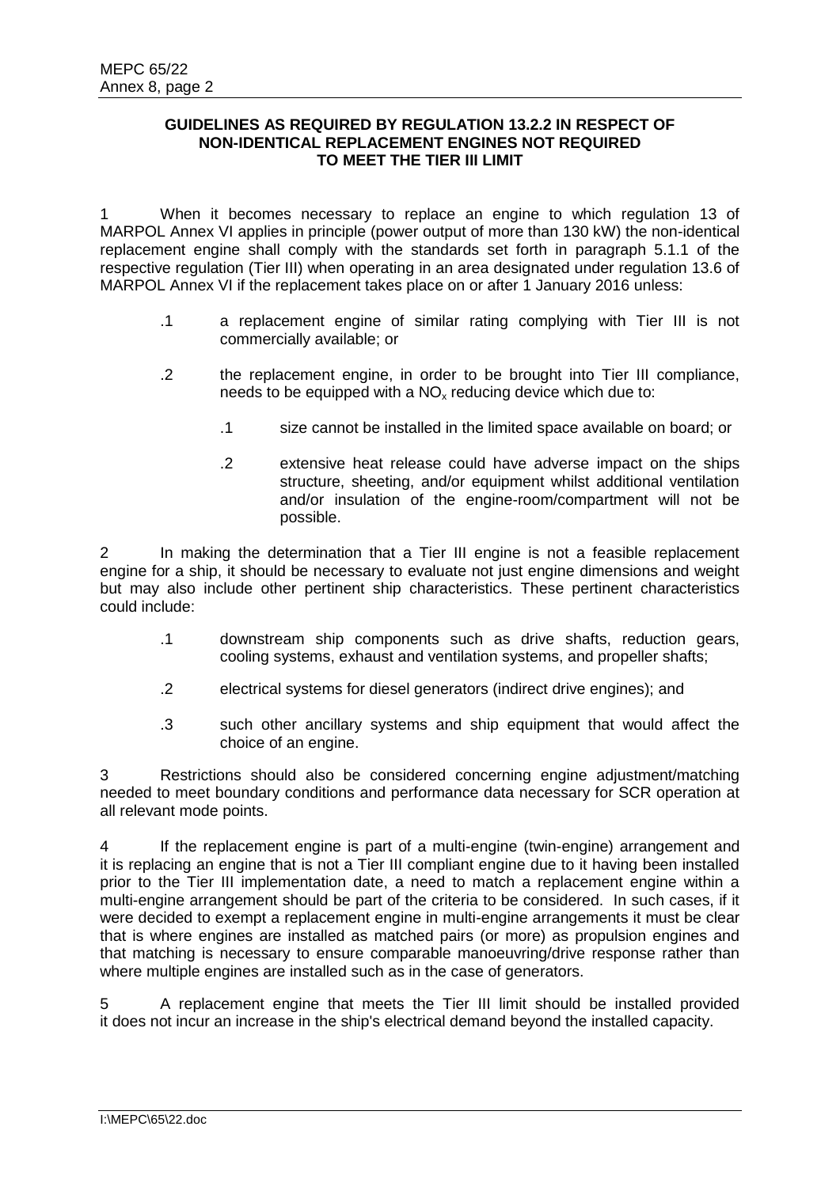**GUIDELINES AS REQUIRED BY REGULATION 13.2.2 IN RESPECT OF NON-IDENTICAL REPLACEMENT ENGINES NOT REQUIRED TO MEET THE TIER III LIMIT**

1 When it becomes necessary to replace an engine to which regulation 13 of MARPOL Annex VI applies in principle (power output of more than 130 kW) the non-identical replacement engine shall comply with the standards set forth in paragraph 5.1.1 of the respective regulation (Tier III) when operating in an area designated under regulation 13.6 of MARPOL Annex VI if the replacement takes place on or after 1 January 2016 unless:

- .1 a replacement engine of similar rating complying with Tier III is not commercially available; or
- .2 the replacement engine, in order to be brought into Tier III compliance, needs to be equipped with a $NO_x$ reducing device which due to:
  - .1 size cannot be installed in the limited space available on board; or
  - .2 extensive heat release could have adverse impact on the ships structure, sheeting, and/or equipment whilst additional ventilation and/or insulation of the engine-room/compartment will not be possible.

2 In making the determination that a Tier III engine is not a feasible replacement engine for a ship, it should be necessary to evaluate not just engine dimensions and weight but may also include other pertinent ship characteristics. These pertinent characteristics could include:

- .1 downstream ship components such as drive shafts, reduction gears, cooling systems, exhaust and ventilation systems, and propeller shafts;
- .2 electrical systems for diesel generators (indirect drive engines); and
- .3 such other ancillary systems and ship equipment that would affect the choice of an engine.

3 Restrictions should also be considered concerning engine adjustment/matching needed to meet boundary conditions and performance data necessary for SCR operation at all relevant mode points.

4 If the replacement engine is part of a multi-engine (twin-engine) arrangement and it is replacing an engine that is not a Tier III compliant engine due to it having been installed prior to the Tier III implementation date, a need to match a replacement engine within a multi-engine arrangement should be part of the criteria to be considered. In such cases, if it were decided to exempt a replacement engine in multi-engine arrangements it must be clear that is where engines are installed as matched pairs (or more) as propulsion engines and that matching is necessary to ensure comparable manoeuvring/drive response rather than where multiple engines are installed such as in the case of generators.

5 A replacement engine that meets the Tier III limit should be installed provided it does not incur an increase in the ship's electrical demand beyond the installed capacity.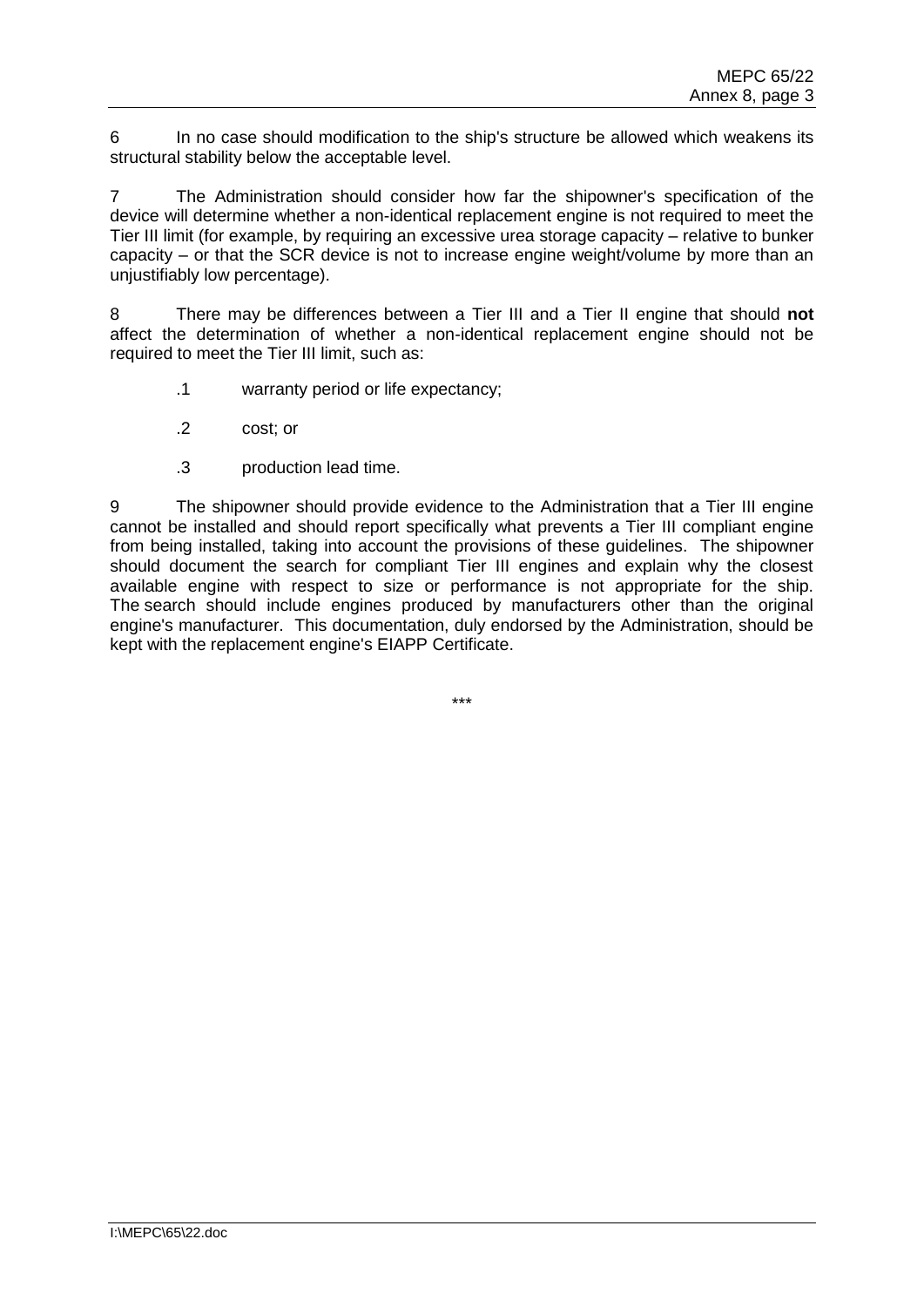6 In no case should modification to the ship's structure be allowed which weakens its structural stability below the acceptable level.

7 The Administration should consider how far the shipowner's specification of the device will determine whether a non-identical replacement engine is not required to meet the Tier III limit (for example, by requiring an excessive urea storage capacity – relative to bunker capacity – or that the SCR device is not to increase engine weight/volume by more than an unjustifiably low percentage).

8 There may be differences between a Tier III and a Tier II engine that should **not** affect the determination of whether a non-identical replacement engine should not be required to meet the Tier III limit, such as:

.1 warranty period or life expectancy;

.2 cost; or

.3 production lead time.

9 The shipowner should provide evidence to the Administration that a Tier III engine cannot be installed and should report specifically what prevents a Tier III compliant engine from being installed, taking into account the provisions of these guidelines. The shipowner should document the search for compliant Tier III engines and explain why the closest available engine with respect to size or performance is not appropriate for the ship. The search should include engines produced by manufacturers other than the original engine's manufacturer. This documentation, duly endorsed by the Administration, should be kept with the replacement engine's EIAPP Certificate.

***